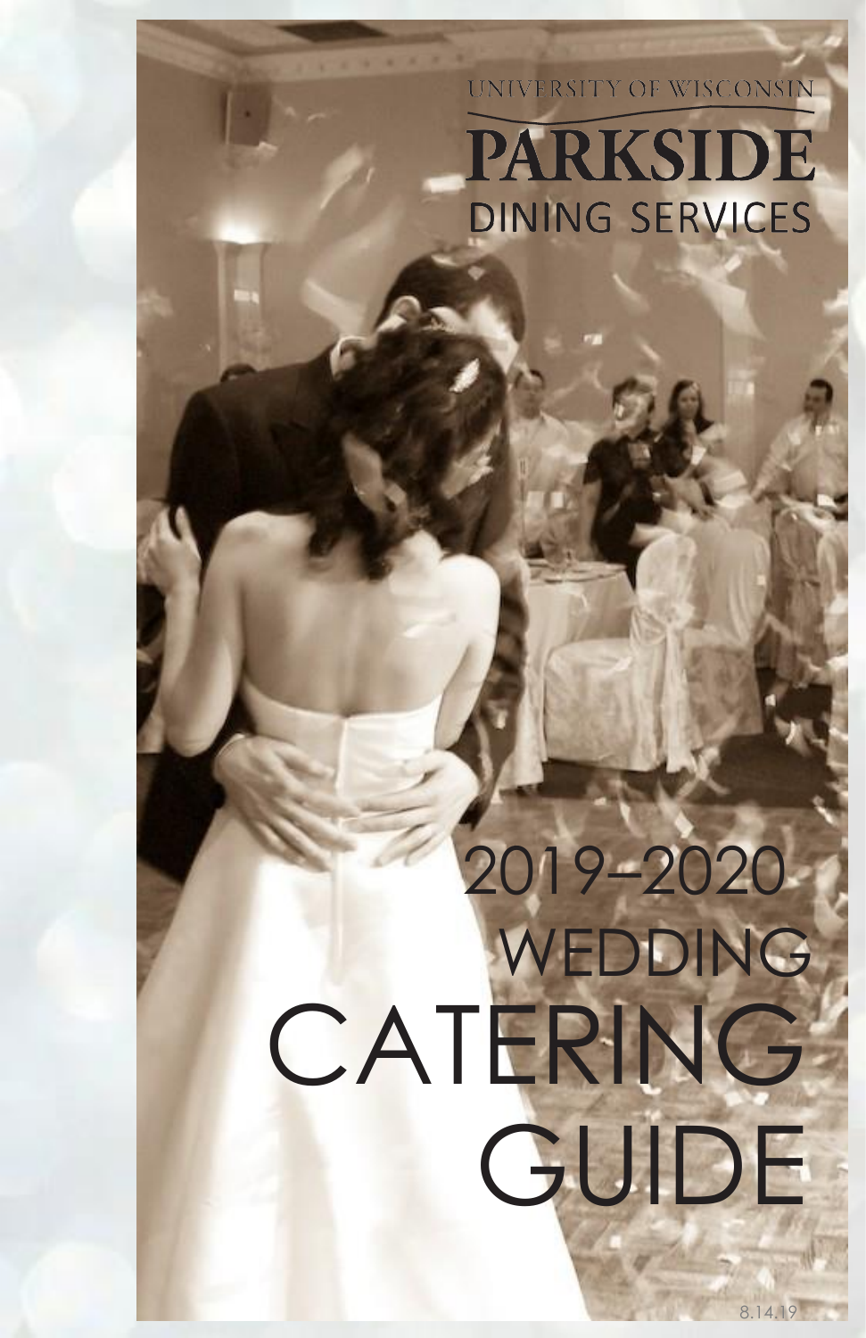UNIVERSITY OF WISCONSIN

# PARKSIDE

DINING SERVICES

# 2019–2020 WEDDING CATERING GUIDE

8.14.19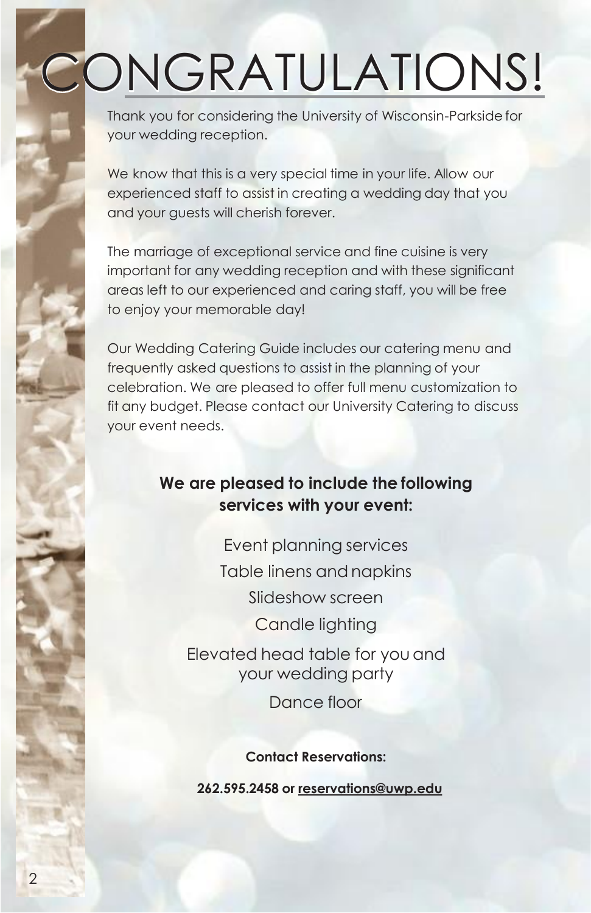# CONGRATULATIONS!

Thank you for considering the University of Wisconsin-Parkside for your wedding reception.

We know that this is a very special time in your life. Allow our experienced staff to assist in creating a wedding day that you and your guests will cherish forever.

The marriage of exceptional service and fine cuisine is very important for any wedding reception and with these significant areas left to our experienced and caring staff, you will be free to enjoy your memorable day!

Our Wedding Catering Guide includes our catering menu and frequently asked questions to assist in the planning of your celebration. We are pleased to offer full menu customization to fit any budget. Please contact our University Catering to discuss your event needs.

**We are pleased to include the following services with your event:**

Event planning services

Table linens and napkins

Slideshow screen

Candle lighting

Elevated head table for you and your wedding party

Dance floor

**Contact Reservations:**

**262.595.2458 or reservations@uwp.edu**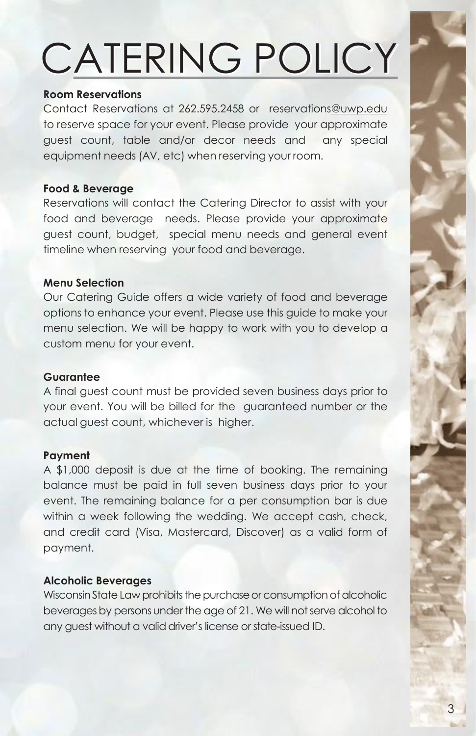# CATERING POLICY

**Room Reservations**

Contact Reservations at 262.595.2458 or reservations@uwp.edu to reserve space for your event. Please provide your approximate guest count, table and/or decor needs and any special equipment needs (AV, etc) when reserving your room.

**Food & Beverage**

Reservations will contact the Catering Director to assist with your food and beverage needs. Please provide your approximate guest count, budget, special menu needs and general event timeline when reserving your food and beverage.

**Menu Selection**

Our Catering Guide offers a wide variety of food and beverage options to enhance your event. Please use this guide to make your menu selection. We will be happy to work with you to develop a custom menu for your event.

**Guarantee**

A final guest count must be provided seven business days prior to your event. You will be billed for the guaranteed number or the actual guest count, whichever is higher.

**Payment**

A $1,000 deposit is due at the time of booking. The remaining balance must be paid in full seven business days prior to your event. The remaining balance for a per consumption bar is due within a week following the wedding. We accept cash, check, and credit card (Visa, Mastercard, Discover) as a valid form of payment.

**Alcoholic Beverages**

Wisconsin State Law prohibits the purchase or consumption of alcoholic beverages by persons under the age of 21. We will not serve alcohol to any guest without a valid driver's license or state-issued ID.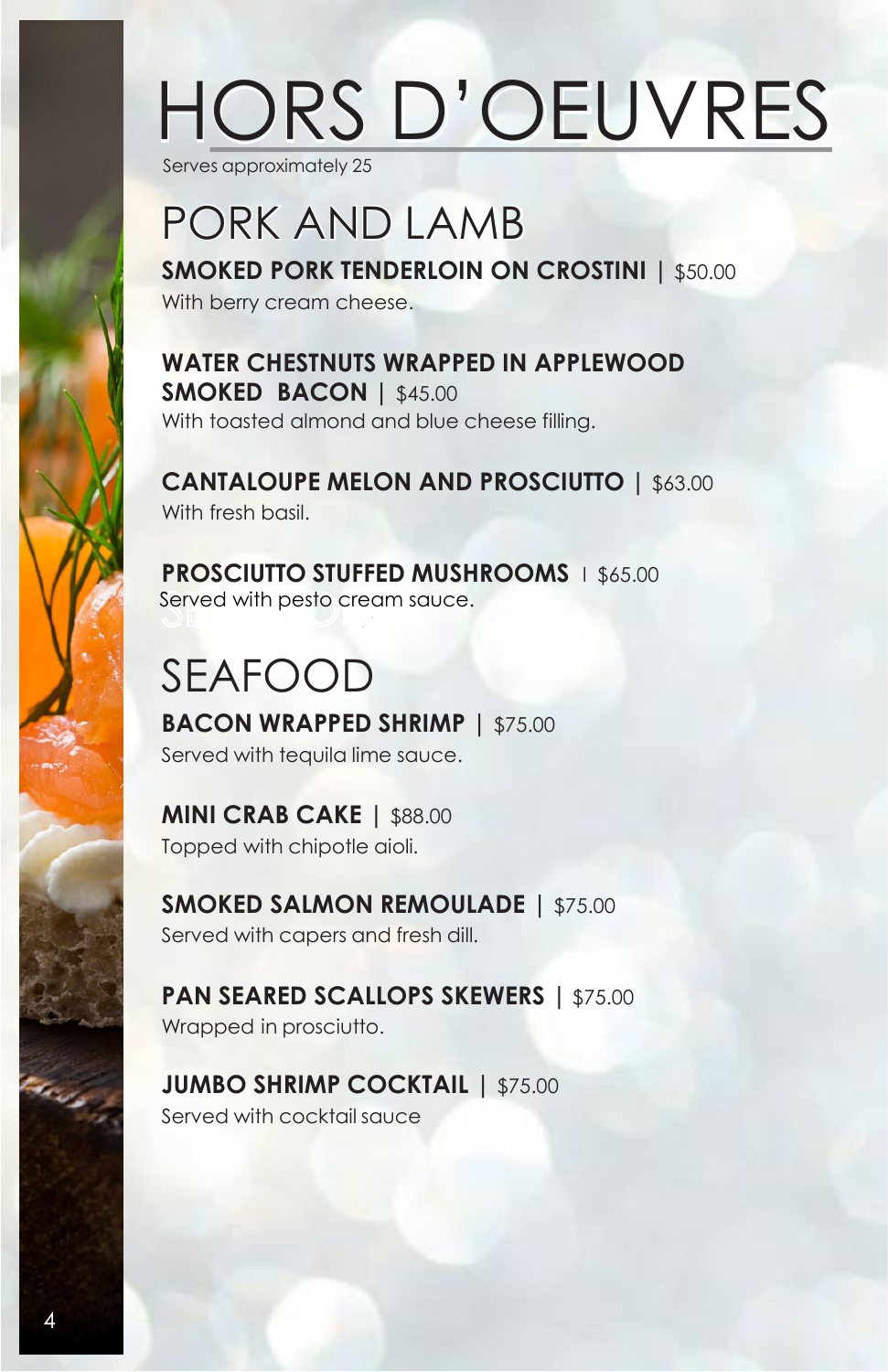# HORS D'OEUVRES

Serves approximately 25

## PORK AND LAMB

**SMOKED PORK TENDERLOIN ON CROSTINI** | $50.00

With berry cream cheese.

**WATER CHESTNUTS WRAPPED IN APPLEWOOD SMOKED BACON** | $45.00

With toasted almond and blue cheese filling.

**CANTALOUPE MELON AND PROSCIUTTO** | $63.00

With fresh basil.

**PROSCIUTTO STUFFED MUSHROOMS** | $65.00

Served with pesto cream sauce.

## SEAFOOD

**BACON WRAPPED SHRIMP** | $75.00

Served with tequila lime sauce.

**MINI CRAB CAKE** | $88.00

Topped with chipotle aioli.

**SMOKED SALMON REMOULADE** | $75.00

Served with capers and fresh dill.

**PAN SEARED SCALLOPS SKEWERS** | $75.00

Wrapped in prosciutto.

**JUMBO SHRIMP COCKTAIL** | $75.00

Served with cocktail sauce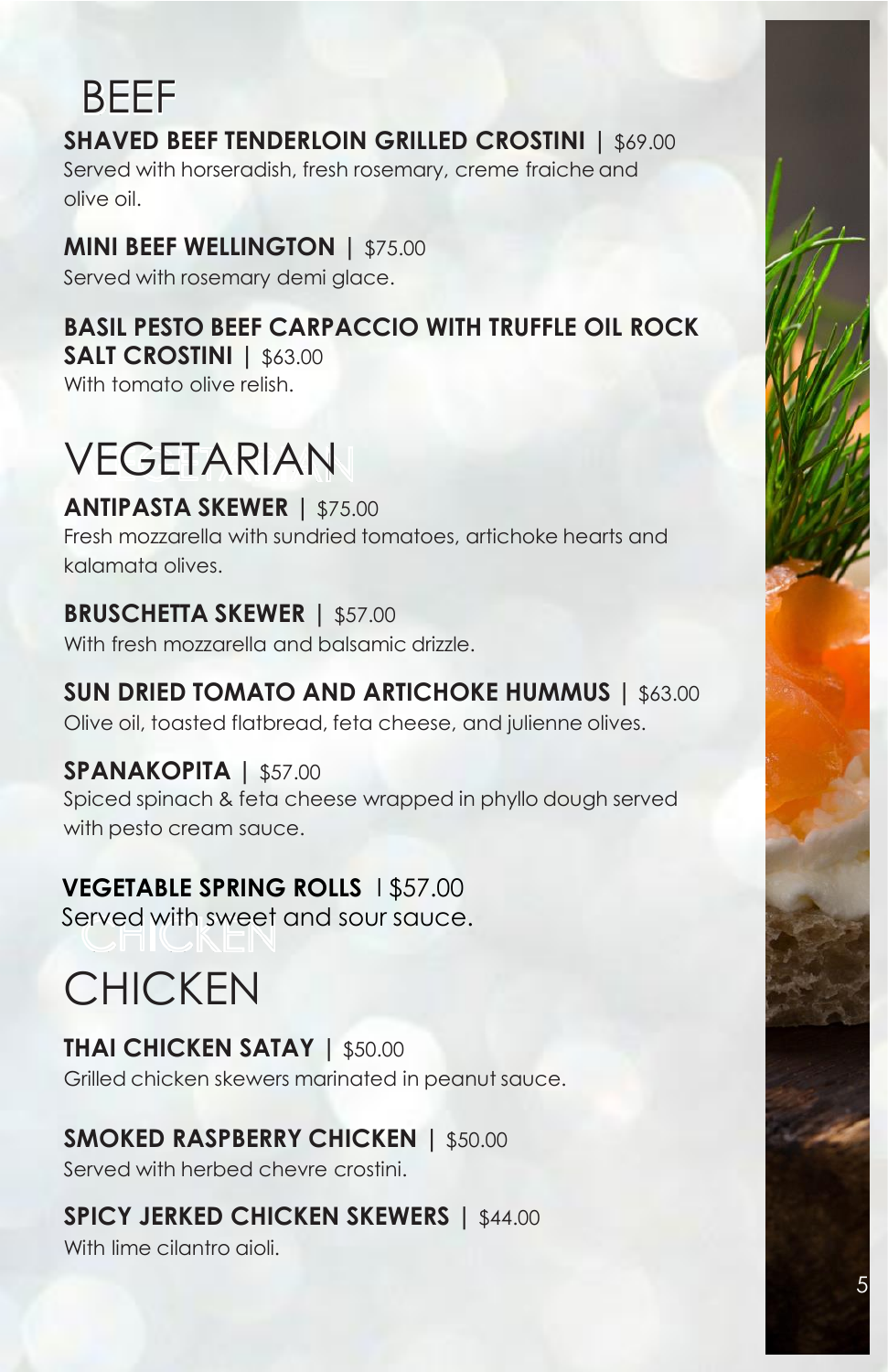# BEEF

**SHAVED BEEF TENDERLOIN GRILLED CROSTINI** | $69.00
Served with horseradish, fresh rosemary, creme fraiche and olive oil.

**MINI BEEF WELLINGTON** | $75.00
Served with rosemary demi glace.

**BASIL PESTO BEEF CARPACCIO WITH TRUFFLE OIL ROCK SALT CROSTINI** | $63.00
With tomato olive relish.

# VEGETARIAN

**ANTIPASTA SKEWER** | $75.00
Fresh mozzarella with sundried tomatoes, artichoke hearts and kalamata olives.

**BRUSCHETTA SKEWER** | $57.00
With fresh mozzarella and balsamic drizzle.

**SUN DRIED TOMATO AND ARTICHOKE HUMMUS** | $63.00
Olive oil, toasted flatbread, feta cheese, and julienne olives.

**SPANAKOPITA** | $57.00
Spiced spinach & feta cheese wrapped in phyllo dough served with pesto cream sauce.

**VEGETABLE SPRING ROLLS** | $57.00
Served with sweet and sour sauce.

# CHICKEN

**THAI CHICKEN SATAY** | $50.00
Grilled chicken skewers marinated in peanut sauce.

**SMOKED RASPBERRY CHICKEN** | $50.00
Served with herbed chevre crostini.

**SPICY JERKED CHICKEN SKEWERS** | $44.00
With lime cilantro aioli.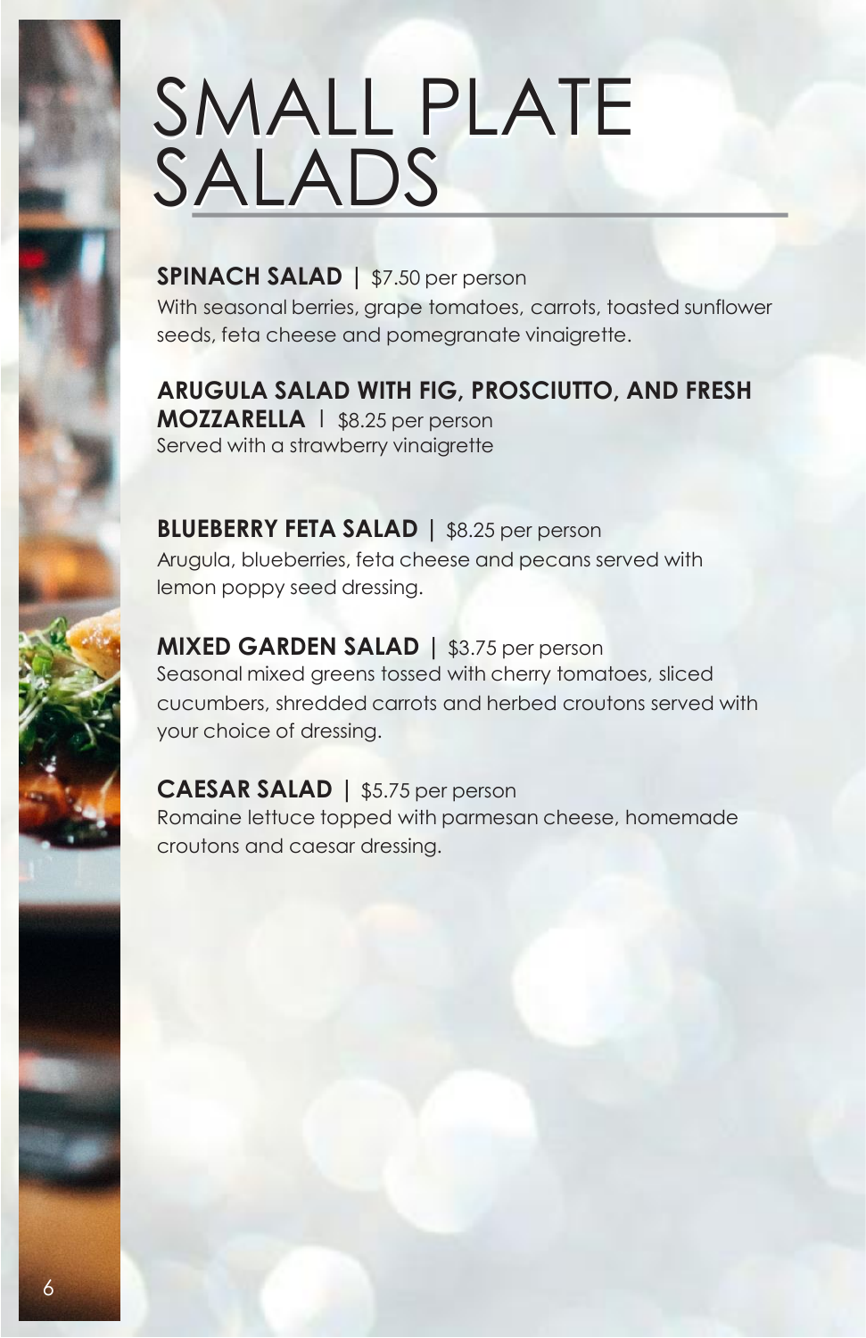# SMALL PLATE SALADS

**SPINACH SALAD** | $7.50 per person
With seasonal berries, grape tomatoes, carrots, toasted sunflower seeds, feta cheese and pomegranate vinaigrette.

**ARUGULA SALAD WITH FIG, PROSCIUTTO, AND FRESH MOZZARELLA** | $8.25 per person
Served with a strawberry vinaigrette

**BLUEBERRY FETA SALAD** | $8.25 per person
Arugula, blueberries, feta cheese and pecans served with lemon poppy seed dressing.

**MIXED GARDEN SALAD** | $3.75 per person
Seasonal mixed greens tossed with cherry tomatoes, sliced cucumbers, shredded carrots and herbed croutons served with your choice of dressing.

**CAESAR SALAD** | $5.75 per person
Romaine lettuce topped with parmesan cheese, homemade croutons and caesar dressing.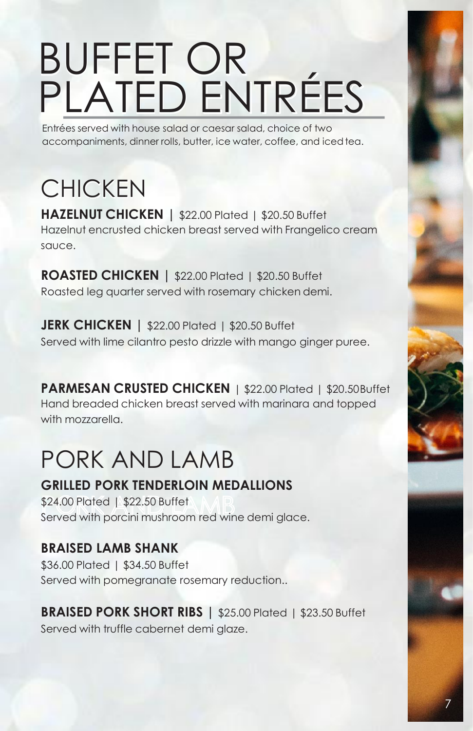# BUFFET OR PLATED ENTRÉES

Entrées served with house salad or caesar salad, choice of two accompaniments, dinner rolls, butter, ice water, coffee, and iced tea.

## CHICKEN

**HAZELNUT CHICKEN** | $22.00 Plated | $20.50 Buffet
Hazelnut encrusted chicken breast served with Frangelico cream sauce.

**ROASTED CHICKEN** | $22.00 Plated | $20.50 Buffet
Roasted leg quarter served with rosemary chicken demi.

**JERK CHICKEN** | $22.00 Plated | $20.50 Buffet
Served with lime cilantro pesto drizzle with mango ginger puree.

**PARMESAN CRUSTED CHICKEN** | $22.00 Plated | $20.50 Buffet
Hand breaded chicken breast served with marinara and topped with mozzarella.

## PORK AND LAMB

**GRILLED PORK TENDERLOIN MEDALLIONS**
$24.00 Plated | $22.50 Buffet
Served with porcini mushroom red wine demi glace.

**BRAISED LAMB SHANK**
$36.00 Plated | $34.50 Buffet
Served with pomegranate rosemary reduction..

**BRAISED PORK SHORT RIBS** | $25.00 Plated | $23.50 Buffet
Served with truffle cabernet demi glaze.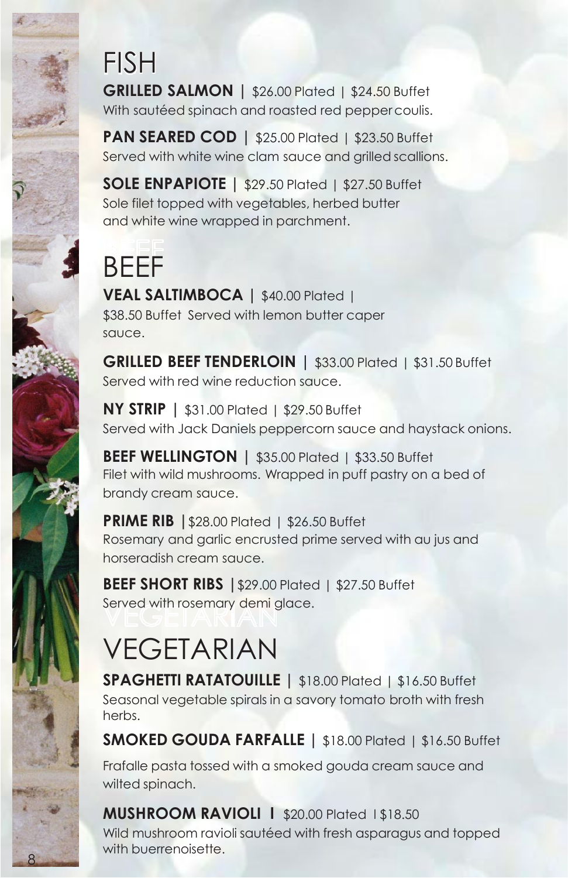# FISH

**GRILLED SALMON |** $26.00 Plated | $24.50 Buffet
With sautéed spinach and roasted red pepper coulis.

**PAN SEARED COD |** $25.00 Plated | $23.50 Buffet
Served with white wine clam sauce and grilled scallions.

**SOLE ENPAPIOTE |** $29.50 Plated | $27.50 Buffet
Sole filet topped with vegetables, herbed butter and white wine wrapped in parchment.

# BEEF

**VEAL SALTIMBOCA |** $40.00 Plated | $38.50 Buffet Served with lemon butter caper sauce.

**GRILLED BEEF TENDERLOIN |** $33.00 Plated | $31.50 Buffet
Served with red wine reduction sauce.

**NY STRIP |** $31.00 Plated | $29.50 Buffet
Served with Jack Daniels peppercorn sauce and haystack onions.

**BEEF WELLINGTON |** $35.00 Plated | $33.50 Buffet
Filet with wild mushrooms. Wrapped in puff pastry on a bed of brandy cream sauce.

**PRIME RIB |** $28.00 Plated | $26.50 Buffet
Rosemary and garlic encrusted prime served with au jus and horseradish cream sauce.

**BEEF SHORT RIBS |** $29.00 Plated | $27.50 Buffet
Served with rosemary demi glace.

# VEGETARIAN

**SPAGHETTI RATATOUILLE |** $18.00 Plated | $16.50 Buffet
Seasonal vegetable spirals in a savory tomato broth with fresh herbs.

**SMOKED GOUDA FARFALLE |** $18.00 Plated | $16.50 Buffet

Frafalle pasta tossed with a smoked gouda cream sauce and wilted spinach.

**MUSHROOM RAVIOLI I** $20.00 Plated I $18.50
Wild mushroom ravioli sautéed with fresh asparagus and topped with buerrenoisette.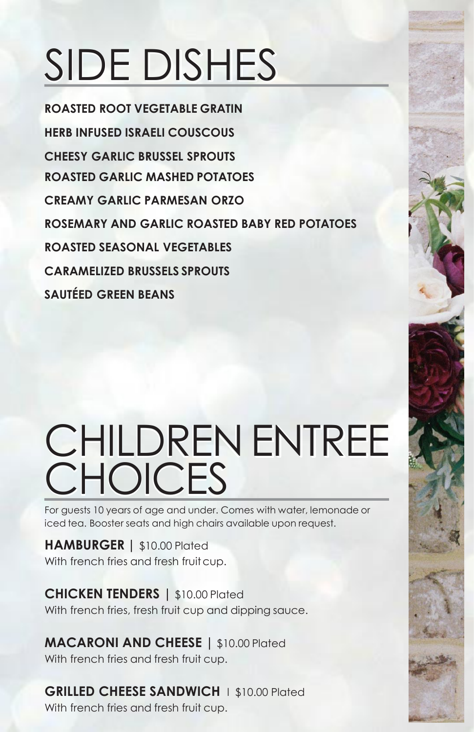# SIDE DISHES

**ROASTED ROOT VEGETABLE GRATIN**

**HERB INFUSED ISRAELI COUSCOUS**

**CHEESY GARLIC BRUSSEL SPROUTS**

**ROASTED GARLIC MASHED POTATOES**

**CREAMY GARLIC PARMESAN ORZO**

**ROSEMARY AND GARLIC ROASTED BABY RED POTATOES**

**ROASTED SEASONAL VEGETABLES**

**CARAMELIZED BRUSSELS SPROUTS**

**SAUTÉED GREEN BEANS**

# CHILDREN ENTREE CHOICES

For guests 10 years of age and under. Comes with water, lemonade or iced tea. Booster seats and high chairs available upon request.

**HAMBURGER |** $10.00 Plated
With french fries and fresh fruit cup.

**CHICKEN TENDERS |** $10.00 Plated
With french fries, fresh fruit cup and dipping sauce.

**MACARONI AND CHEESE |** $10.00 Plated
With french fries and fresh fruit cup.

**GRILLED CHEESE SANDWICH |** $10.00 Plated
With french fries and fresh fruit cup.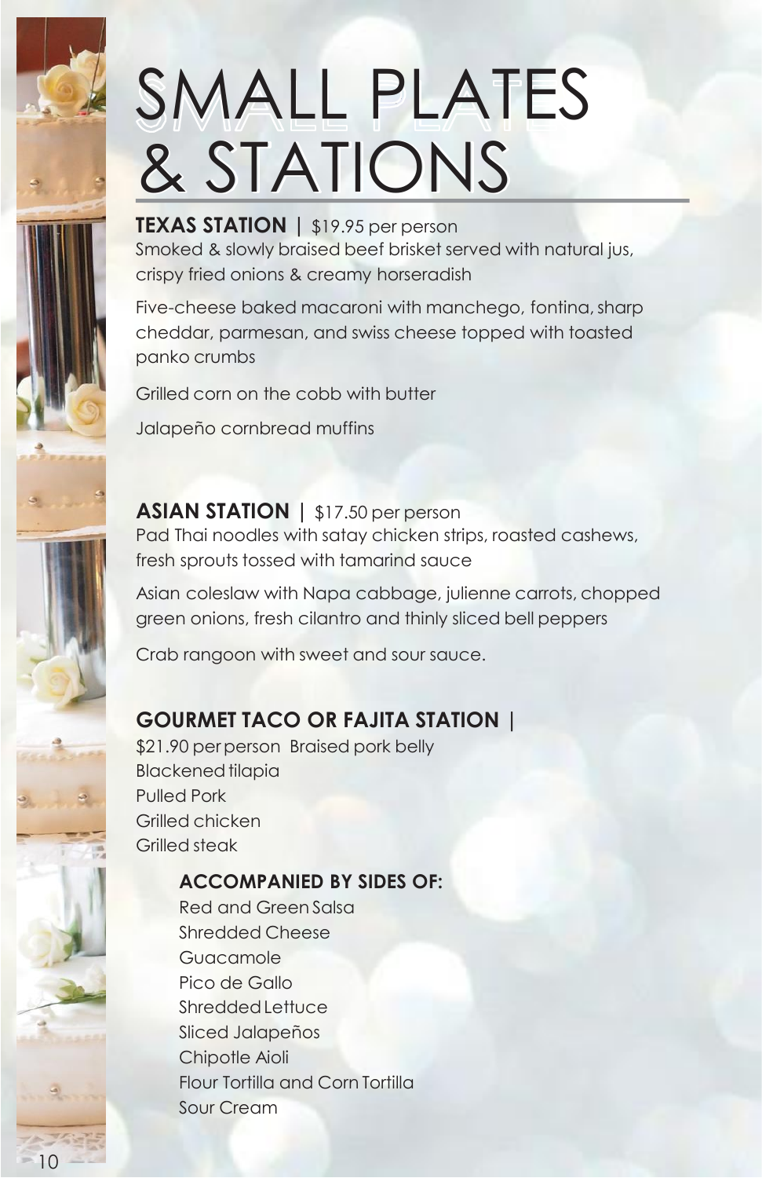# SMALL PLATES & STATIONS

**TEXAS STATION |** $19.95 per person

Smoked & slowly braised beef brisket served with natural jus, crispy fried onions & creamy horseradish

Five-cheese baked macaroni with manchego, fontina, sharp cheddar, parmesan, and swiss cheese topped with toasted panko crumbs

Grilled corn on the cobb with butter

Jalapeño cornbread muffins

**ASIAN STATION |** $17.50 per person

Pad Thai noodles with satay chicken strips, roasted cashews, fresh sprouts tossed with tamarind sauce

Asian coleslaw with Napa cabbage, julienne carrots, chopped green onions, fresh cilantro and thinly sliced bell peppers

Crab rangoon with sweet and sour sauce.

**GOURMET TACO OR FAJITA STATION |**

$21.90 per person

Braised pork belly
Blackened tilapia
Pulled Pork
Grilled chicken
Grilled steak

**ACCOMPANIED BY SIDES OF:**

Red and Green Salsa
Shredded Cheese
Guacamole
Pico de Gallo
Shredded Lettuce
Sliced Jalapeños
Chipotle Aioli
Flour Tortilla and Corn Tortilla
Sour Cream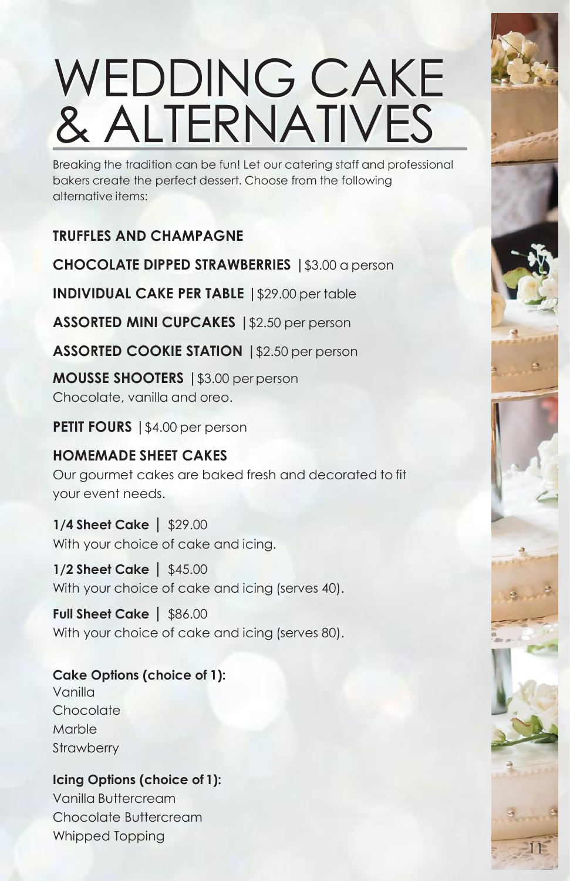# WEDDING CAKE & ALTERNATIVES

Breaking the tradition can be fun! Let our catering staff and professional bakers create the perfect dessert. Choose from the following alternative items:

**TRUFFLES AND CHAMPAGNE**

**CHOCOLATE DIPPED STRAWBERRIES** | $3.00 a person

**INDIVIDUAL CAKE PER TABLE** | $29.00 per table

**ASSORTED MINI CUPCAKES** | $2.50 per person

**ASSORTED COOKIE STATION** | $2.50 per person

**MOUSSE SHOOTERS** | $3.00 per person
Chocolate, vanilla and oreo.

**PETIT FOURS** | $4.00 per person

**HOMEMADE SHEET CAKES**
Our gourmet cakes are baked fresh and decorated to fit your event needs.

**1/4 Sheet Cake** | $29.00
With your choice of cake and icing.

**1/2 Sheet Cake** | $45.00
With your choice of cake and icing (serves 40).

**Full Sheet Cake** | $86.00
With your choice of cake and icing (serves 80).

**Cake Options (choice of 1):**
Vanilla
Chocolate
Marble
Strawberry

**Icing Options (choice of 1):**
Vanilla Buttercream
Chocolate Buttercream
Whipped Topping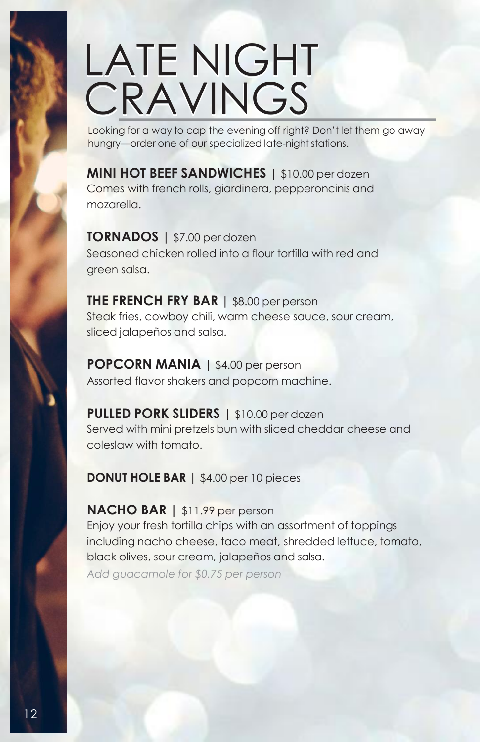# LATE NIGHT CRAVINGS

Looking for a way to cap the evening off right? Don't let them go away hungry—order one of our specialized late-night stations.

**MINI HOT BEEF SANDWICHES** | $10.00 per dozen
Comes with french rolls, giardinera, pepperoncinis and mozarella.

**TORNADOS** | $7.00 per dozen
Seasoned chicken rolled into a flour tortilla with red and green salsa.

**THE FRENCH FRY BAR** | $8.00 per person
Steak fries, cowboy chili, warm cheese sauce, sour cream, sliced jalapeños and salsa.

**POPCORN MANIA** | $4.00 per person
Assorted flavor shakers and popcorn machine.

**PULLED PORK SLIDERS** | $10.00 per dozen
Served with mini pretzels bun with sliced cheddar cheese and coleslaw with tomato.

**DONUT HOLE BAR** | $4.00 per 10 pieces

**NACHO BAR** | $11.99 per person
Enjoy your fresh tortilla chips with an assortment of toppings including nacho cheese, taco meat, shredded lettuce, tomato, black olives, sour cream, jalapeños and salsa.
*Add guacamole for $0.75 per person*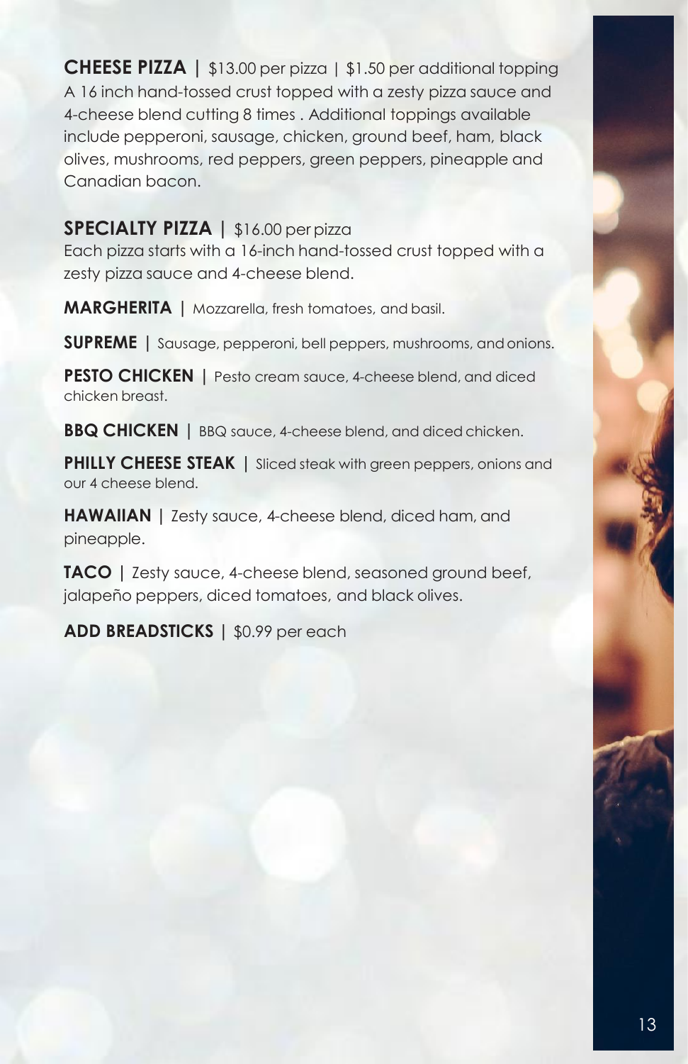**CHEESE PIZZA |** $13.00 per pizza | $1.50 per additional topping
A 16 inch hand-tossed crust topped with a zesty pizza sauce and 4-cheese blend cutting 8 times . Additional toppings available include pepperoni, sausage, chicken, ground beef, ham, black olives, mushrooms, red peppers, green peppers, pineapple and Canadian bacon.

**SPECIALTY PIZZA |** $16.00 per pizza
Each pizza starts with a 16-inch hand-tossed crust topped with a zesty pizza sauce and 4-cheese blend.

**MARGHERITA |** Mozzarella, fresh tomatoes, and basil.

**SUPREME |** Sausage, pepperoni, bell peppers, mushrooms, and onions.

**PESTO CHICKEN |** Pesto cream sauce, 4-cheese blend, and diced chicken breast.

**BBQ CHICKEN |** BBQ sauce, 4-cheese blend, and diced chicken.

**PHILLY CHEESE STEAK |** Sliced steak with green peppers, onions and our 4 cheese blend.

**HAWAIIAN |** Zesty sauce, 4-cheese blend, diced ham, and pineapple.

**TACO |** Zesty sauce, 4-cheese blend, seasoned ground beef, jalapeño peppers, diced tomatoes, and black olives.

**ADD BREADSTICKS |** $0.99 per each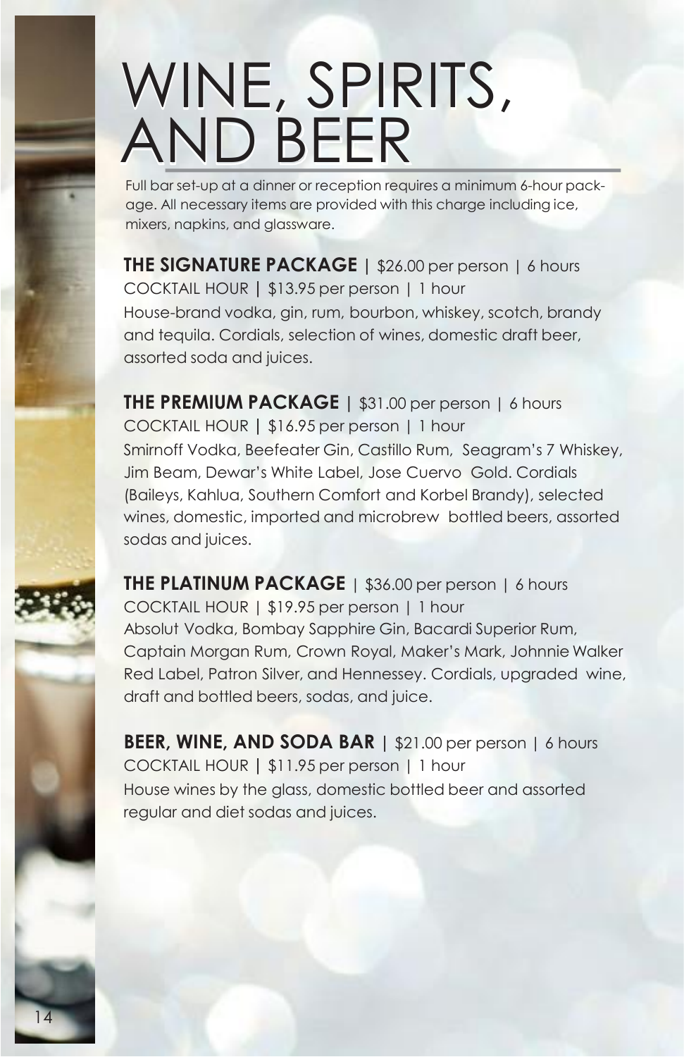# WINE, SPIRITS, AND BEER

Full bar set-up at a dinner or reception requires a minimum 6-hour package. All necessary items are provided with this charge including ice, mixers, napkins, and glassware.

**THE SIGNATURE PACKAGE** | $26.00 per person | 6 hours
COCKTAIL HOUR | $13.95 per person | 1 hour
House-brand vodka, gin, rum, bourbon, whiskey, scotch, brandy and tequila. Cordials, selection of wines, domestic draft beer, assorted soda and juices.

**THE PREMIUM PACKAGE** | $31.00 per person | 6 hours
COCKTAIL HOUR | $16.95 per person | 1 hour
Smirnoff Vodka, Beefeater Gin, Castillo Rum, Seagram's 7 Whiskey, Jim Beam, Dewar's White Label, Jose Cuervo Gold. Cordials (Baileys, Kahlua, Southern Comfort and Korbel Brandy), selected wines, domestic, imported and microbrew bottled beers, assorted sodas and juices.

**THE PLATINUM PACKAGE** | $36.00 per person | 6 hours
COCKTAIL HOUR | $19.95 per person | 1 hour
Absolut Vodka, Bombay Sapphire Gin, Bacardi Superior Rum, Captain Morgan Rum, Crown Royal, Maker's Mark, Johnnie Walker Red Label, Patron Silver, and Hennessey. Cordials, upgraded wine, draft and bottled beers, sodas, and juice.

**BEER, WINE, AND SODA BAR** | $21.00 per person | 6 hours
COCKTAIL HOUR | $11.95 per person | 1 hour
House wines by the glass, domestic bottled beer and assorted regular and diet sodas and juices.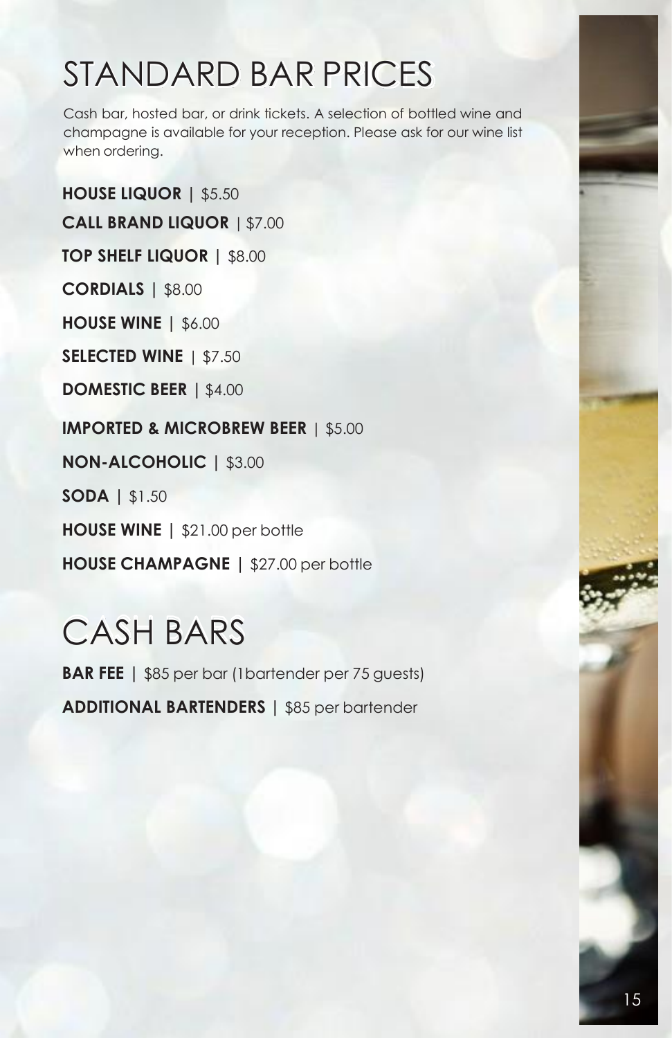# STANDARD BAR PRICES

Cash bar, hosted bar, or drink tickets. A selection of bottled wine and champagne is available for your reception. Please ask for our wine list when ordering.

**HOUSE LIQUOR** | $5.50

**CALL BRAND LIQUOR** | $7.00

**TOP SHELF LIQUOR** | $8.00

**CORDIALS** | $8.00

**HOUSE WINE** | $6.00

**SELECTED WINE** | $7.50

**DOMESTIC BEER** | $4.00

**IMPORTED & MICROBREW BEER** | $5.00

**NON-ALCOHOLIC** | $3.00

**SODA** | $1.50

**HOUSE WINE** | $21.00 per bottle

**HOUSE CHAMPAGNE** | $27.00 per bottle

# CASH BARS

**BAR FEE** | $85 per bar (1bartender per 75 guests)

**ADDITIONAL BARTENDERS** | $85 per bartender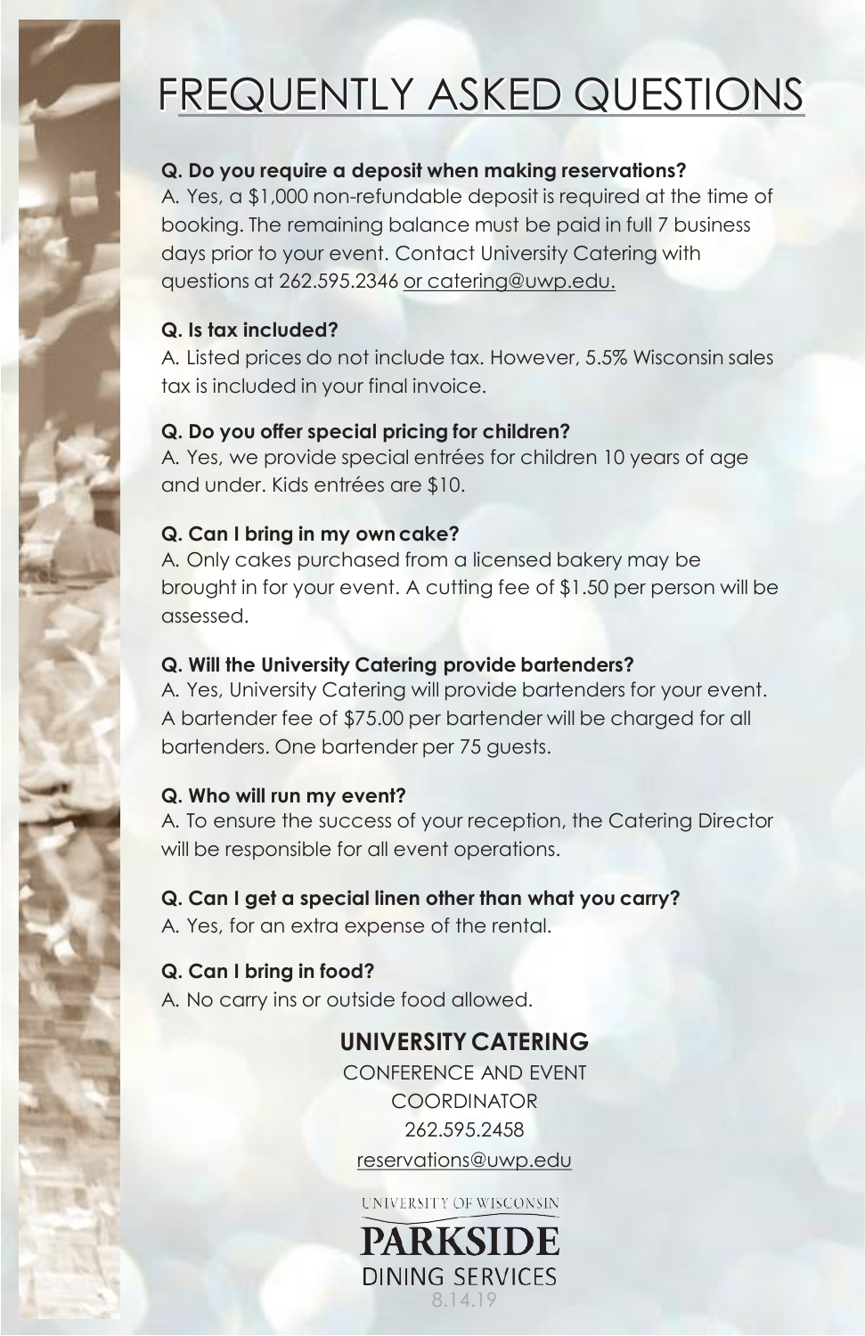# FREQUENTLY ASKED QUESTIONS

**Q. Do you require a deposit when making reservations?**

A. Yes, a $1,000 non-refundable deposit is required at the time of booking. The remaining balance must be paid in full 7 business days prior to your event. Contact University Catering with questions at 262.595.2346 or catering@uwp.edu.

**Q. Is tax included?**

A. Listed prices do not include tax. However, 5.5% Wisconsin sales tax is included in your final invoice.

**Q. Do you offer special pricing for children?**

A. Yes, we provide special entrées for children 10 years of age and under. Kids entrées are $10.

**Q. Can I bring in my own cake?**

A. Only cakes purchased from a licensed bakery may be brought in for your event. A cutting fee of $1.50 per person will be assessed.

**Q. Will the University Catering provide bartenders?**

A. Yes, University Catering will provide bartenders for your event. A bartender fee of $75.00 per bartender will be charged for all bartenders. One bartender per 75 guests.

**Q. Who will run my event?**

A. To ensure the success of your reception, the Catering Director will be responsible for all event operations.

**Q. Can I get a special linen other than what you carry?**

A. Yes, for an extra expense of the rental.

**Q. Can I bring in food?**

A. No carry ins or outside food allowed.

**UNIVERSITY CATERING**

CONFERENCE AND EVENT COORDINATOR

262.595.2458

reservations@uwp.edu

UNIVERSITY OF WISCONSIN

PARKSIDE

DINING SERVICES

8.14.19